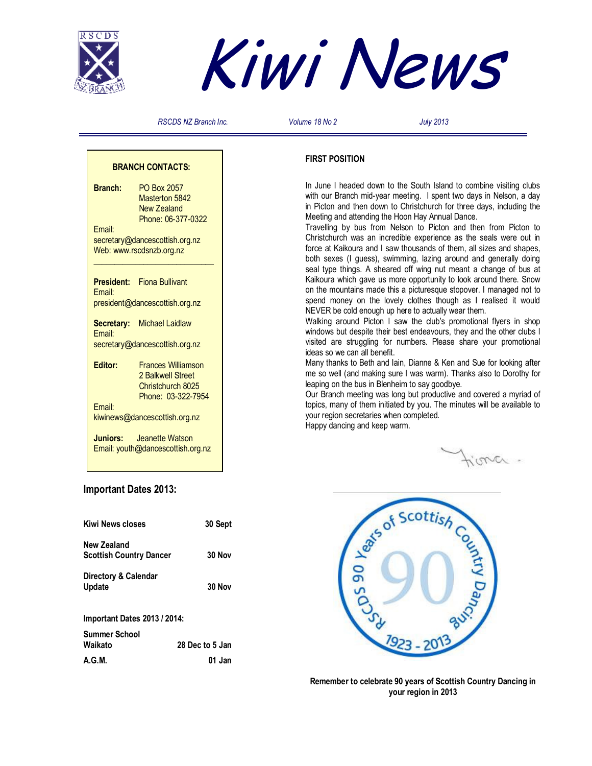# Kiwi News

*RSCDS NZ Branch Inc.* *Volume 18 No 2* *July 2013*

**BRANCH CONTACTS:**

**Branch:** PO Box 2057
Masterton 5842
New Zealand
Phone: 06-377-0322
Email:
secretary@dancescottish.org.nz
Web: www.rscdsnzb.org.nz

**President:** Fiona Bullivant
Email:
president@dancescottish.org.nz

**Secretary:** Michael Laidlaw
Email:
secretary@dancescottish.org.nz

**Editor:** Frances Williamson
2 Balkwell Street
Christchurch 8025
Phone: 03-322-7954
Email:
kiwinews@dancescottish.org.nz

**Juniors:** Jeanette Watson
Email: youth@dancescottish.org.nz

## Important Dates 2013:

| | |
|---|---|
| **Kiwi News closes** | **30 Sept** |
| **New Zealand Scottish Country Dancer** | **30 Nov** |
| **Directory & Calendar Update** | **30 Nov** |

**Important Dates 2013 / 2014:**

| | |
|---|---|
| **Summer School Waikato** | **28 Dec to 5 Jan** |
| **A.G.M.** | **01 Jan** |

## FIRST POSITION

In June I headed down to the South Island to combine visiting clubs with our Branch mid-year meeting. I spent two days in Nelson, a day in Picton and then down to Christchurch for three days, including the Meeting and attending the Hoon Hay Annual Dance.

Travelling by bus from Nelson to Picton and then from Picton to Christchurch was an incredible experience as the seals were out in force at Kaikoura and I saw thousands of them, all sizes and shapes, both sexes (I guess), swimming, lazing around and generally doing seal type things. A sheared off wing nut meant a change of bus at Kaikoura which gave us more opportunity to look around there. Snow on the mountains made this a picturesque stopover. I managed not to spend money on the lovely clothes though as I realised it would NEVER be cold enough up here to actually wear them.

Walking around Picton I saw the club's promotional flyers in shop windows but despite their best endeavours, they and the other clubs I visited are struggling for numbers. Please share your promotional ideas so we can all benefit.

Many thanks to Beth and Iain, Dianne & Ken and Sue for looking after me so well (and making sure I was warm). Thanks also to Dorothy for leaping on the bus in Blenheim to say goodbye.

Our Branch meeting was long but productive and covered a myriad of topics, many of them initiated by you. The minutes will be available to your region secretaries when completed.

Happy dancing and keep warm.

Fiona.

RSCDS 90 Years of Scottish Country Dancing
90
1923 - 2013

**Remember to celebrate 90 years of Scottish Country Dancing in your region in 2013**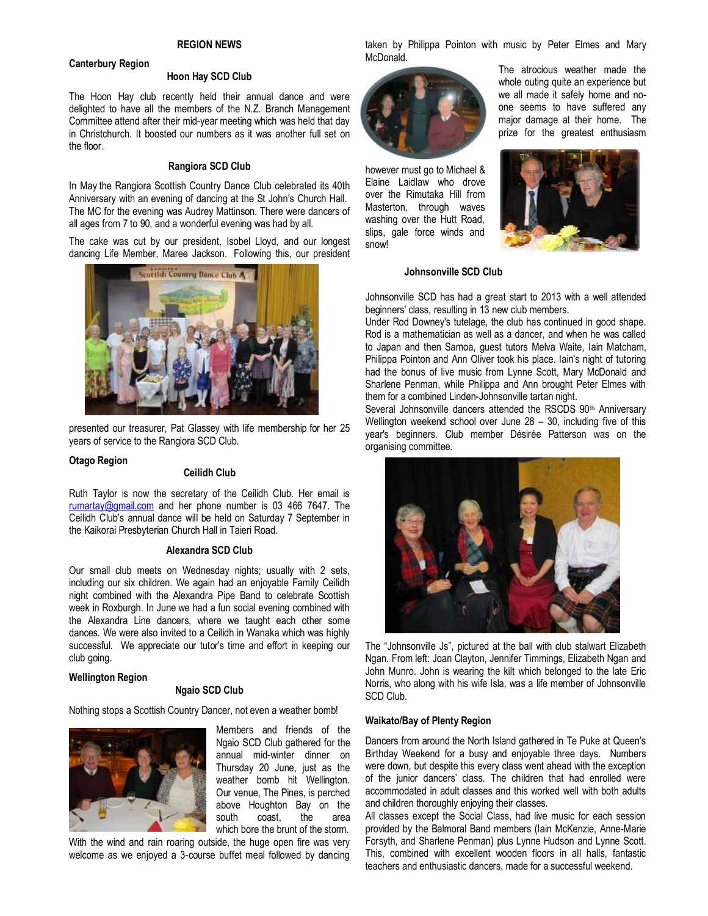## REGION NEWS

### Canterbury Region

#### Hoon Hay SCD Club

The Hoon Hay club recently held their annual dance and were delighted to have all the members of the N.Z. Branch Management Committee attend after their mid-year meeting which was held that day in Christchurch. It boosted our numbers as it was another full set on the floor.

#### Rangiora SCD Club

In May the Rangiora Scottish Country Dance Club celebrated its 40th Anniversary with an evening of dancing at the St John's Church Hall. The MC for the evening was Audrey Mattinson. There were dancers of all ages from 7 to 90, and a wonderful evening was had by all.

The cake was cut by our president, Isobel Lloyd, and our longest dancing Life Member, Maree Jackson. Following this, our president presented our treasurer, Pat Glassey with life membership for her 25 years of service to the Rangiora SCD Club.

### Otago Region

#### Ceilidh Club

Ruth Taylor is now the secretary of the Ceilidh Club. Her email is rumartay@gmail.com and her phone number is 03 466 7647. The Ceilidh Club's annual dance will be held on Saturday 7 September in the Kaikorai Presbyterian Church Hall in Taieri Road.

#### Alexandra SCD Club

Our small club meets on Wednesday nights; usually with 2 sets, including our six children. We again had an enjoyable Family Ceilidh night combined with the Alexandra Pipe Band to celebrate Scottish week in Roxburgh. In June we had a fun social evening combined with the Alexandra Line dancers, where we taught each other some dances. We were also invited to a Ceilidh in Wanaka which was highly successful. We appreciate our tutor's time and effort in keeping our club going.

### Wellington Region

#### Ngaio SCD Club

Nothing stops a Scottish Country Dancer, not even a weather bomb!

Members and friends of the Ngaio SCD Club gathered for the annual mid-winter dinner on Thursday 20 June, just as the weather bomb hit Wellington. Our venue, The Pines, is perched above Houghton Bay on the south coast, the area which bore the brunt of the storm. With the wind and rain roaring outside, the huge open fire was very welcome as we enjoyed a 3-course buffet meal followed by dancing taken by Philippa Pointon with music by Peter Elmes and Mary McDonald.

The atrocious weather made the whole outing quite an experience but we all made it safely home and no-one seems to have suffered any major damage at their home. The prize for the greatest enthusiasm however must go to Michael & Elaine Laidlaw who drove over the Rimutaka Hill from Masterton, through waves washing over the Hutt Road, slips, gale force winds and snow!

#### Johnsonville SCD Club

Johnsonville SCD has had a great start to 2013 with a well attended beginners' class, resulting in 13 new club members.

Under Rod Downey's tutelage, the club has continued in good shape. Rod is a mathematician as well as a dancer, and when he was called to Japan and then Samoa, guest tutors Melva Waite, Iain Matcham, Philippa Pointon and Ann Oliver took his place. Iain's night of tutoring had the bonus of live music from Lynne Scott, Mary McDonald and Sharlene Penman, while Philippa and Ann brought Peter Elmes with them for a combined Linden-Johnsonville tartan night.

Several Johnsonville dancers attended the RSCDS 90th Anniversary Wellington weekend school over June 28 – 30, including five of this year's beginners. Club member Désirée Patterson was on the organising committee.

The "Johnsonville Js", pictured at the ball with club stalwart Elizabeth Ngan. From left: Joan Clayton, Jennifer Timmings, Elizabeth Ngan and John Munro. John is wearing the kilt which belonged to the late Eric Norris, who along with his wife Isla, was a life member of Johnsonville SCD Club.

### Waikato/Bay of Plenty Region

Dancers from around the North Island gathered in Te Puke at Queen's Birthday Weekend for a busy and enjoyable three days. Numbers were down, but despite this every class went ahead with the exception of the junior dancers' class. The children that had enrolled were accommodated in adult classes and this worked well with both adults and children thoroughly enjoying their classes.

All classes except the Social Class, had live music for each session provided by the Balmoral Band members (Iain McKenzie, Anne-Marie Forsyth, and Sharlene Penman) plus Lynne Hudson and Lynne Scott. This, combined with excellent wooden floors in all halls, fantastic teachers and enthusiastic dancers, made for a successful weekend.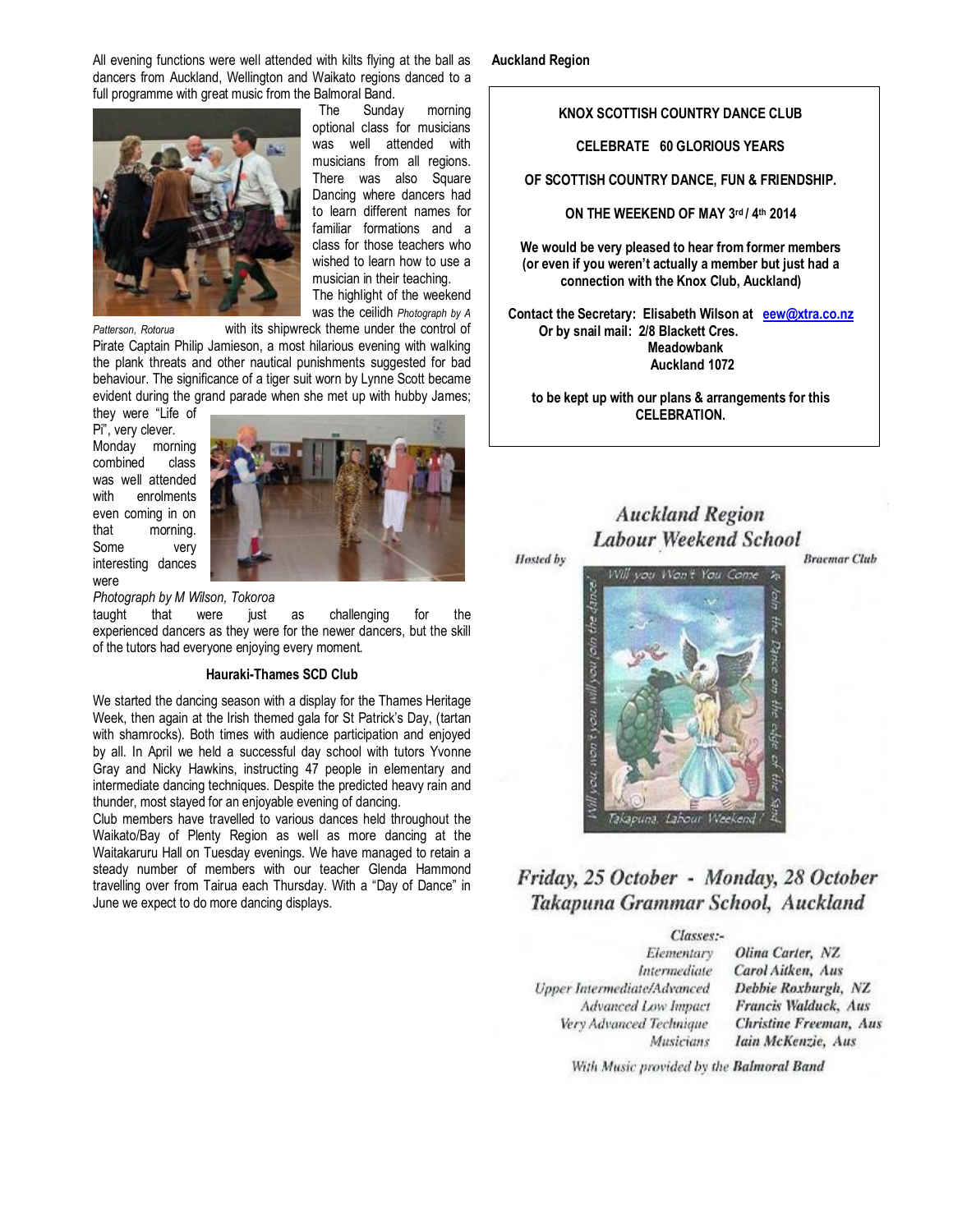All evening functions were well attended with kilts flying at the ball as dancers from Auckland, Wellington and Waikato regions danced to a full programme with great music from the Balmoral Band.

The Sunday morning optional class for musicians was well attended with musicians from all regions. There was also Square Dancing where dancers had to learn different names for familiar formations and a class for those teachers who wished to learn how to use a musician in their teaching.

*Photograph by A Patterson, Rotorua*

The highlight of the weekend was the ceilidh with its shipwreck theme under the control of Pirate Captain Philip Jamieson, a most hilarious evening with walking the plank threats and other nautical punishments suggested for bad behaviour. The significance of a tiger suit worn by Lynne Scott became evident during the grand parade when she met up with hubby James; they were "Life of Pi", very clever.

*Photograph by M Wilson, Tokoroa*

Monday morning combined class was well attended with enrolments even coming in on that morning. Some very interesting dances were taught that were just as challenging for the experienced dancers as they were for the newer dancers, but the skill of the tutors had everyone enjoying every moment.

### Hauraki-Thames SCD Club

We started the dancing season with a display for the Thames Heritage Week, then again at the Irish themed gala for St Patrick's Day, (tartan with shamrocks). Both times with audience participation and enjoyed by all. In April we held a successful day school with tutors Yvonne Gray and Nicky Hawkins, instructing 47 people in elementary and intermediate dancing techniques. Despite the predicted heavy rain and thunder, most stayed for an enjoyable evening of dancing.

Club members have travelled to various dances held throughout the Waikato/Bay of Plenty Region as well as more dancing at the Waitakaruru Hall on Tuesday evenings. We have managed to retain a steady number of members with our teacher Glenda Hammond travelling over from Tairua each Thursday. With a "Day of Dance" in June we expect to do more dancing displays.

**Auckland Region**

**KNOX SCOTTISH COUNTRY DANCE CLUB**

**CELEBRATE 60 GLORIOUS YEARS**

**OF SCOTTISH COUNTRY DANCE, FUN & FRIENDSHIP.**

**ON THE WEEKEND OF MAY 3rd / 4th 2014**

**We would be very pleased to hear from former members (or even if you weren't actually a member but just had a connection with the Knox Club, Auckland)**

**Contact the Secretary: Elisabeth Wilson at eew@xtra.co.nz**
**Or by snail mail: 2/8 Blackett Cres.**
**Meadowbank**
**Auckland 1072**

**to be kept up with our plans & arrangements for this CELEBRATION.**

## *Auckland Region Labour Weekend School*

*Hosted by* *Braemar Club*

*Will you, won't you, will you join the dance! Will you Won't You Come & Join the Dance on the edge of the Sand Takapuna Labour Weekend!*

## *Friday, 25 October - Monday, 28 October*
## *Takapuna Grammar School, Auckland*

*Classes:-*

| | |
|---|---|
| *Elementary* | *Olina Carter, NZ* |
| *Intermediate* | *Carol Aitken, Aus* |
| *Upper Intermediate/Advanced* | *Debbie Roxburgh, NZ* |
| *Advanced Low Impact* | *Francis Walduck, Aus* |
| *Very Advanced Technique* | *Christine Freeman, Aus* |
| *Musicians* | *Iain McKenzie, Aus* |

*With Music provided by the **Balmoral Band***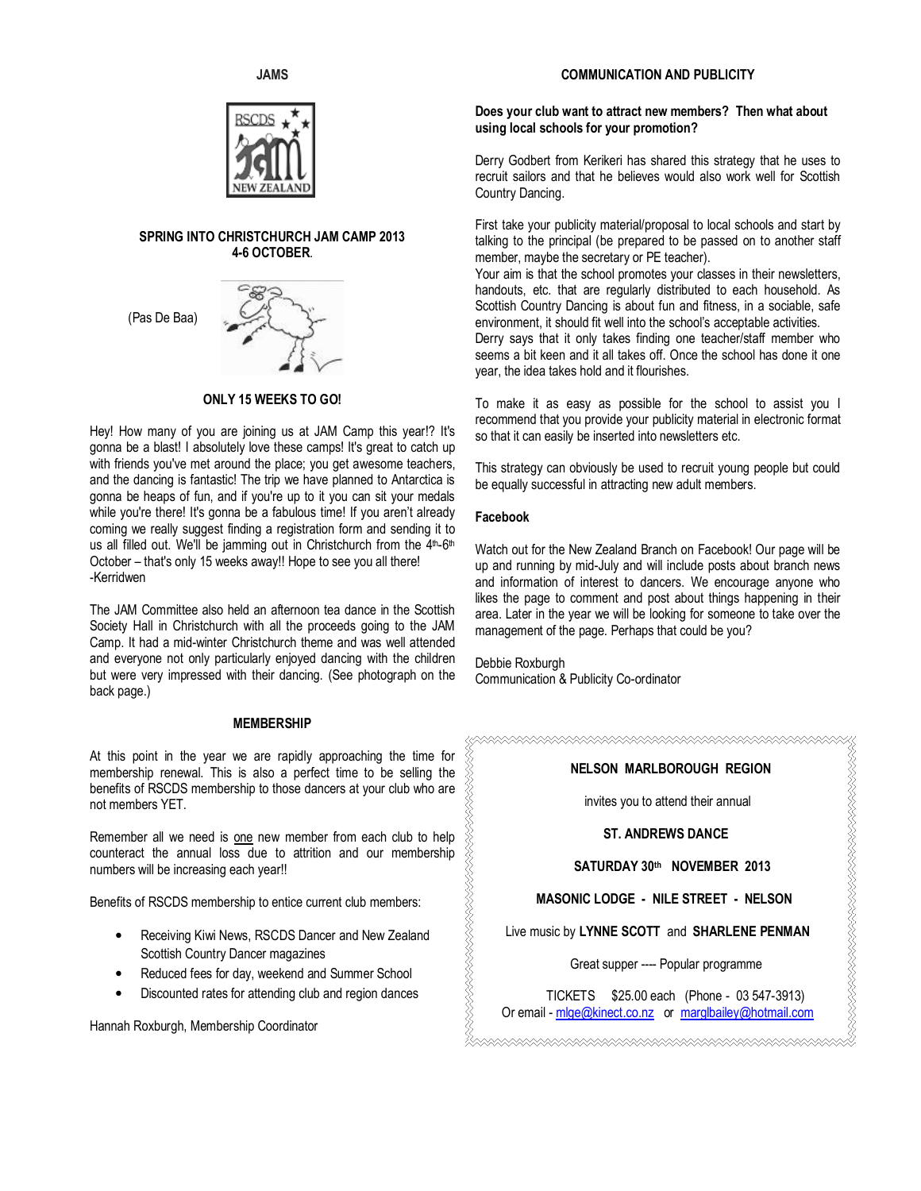## JAMS

### SPRING INTO CHRISTCHURCH JAM CAMP 2013
### 4-6 OCTOBER.

(Pas De Baa)

**ONLY 15 WEEKS TO GO!**

Hey! How many of you are joining us at JAM Camp this year!? It's gonna be a blast! I absolutely love these camps! It's great to catch up with friends you've met around the place; you get awesome teachers, and the dancing is fantastic! The trip we have planned to Antarctica is gonna be heaps of fun, and if you're up to it you can sit your medals while you're there! It's gonna be a fabulous time! If you aren't already coming we really suggest finding a registration form and sending it to us all filled out. We'll be jamming out in Christchurch from the 4th-6th October – that's only 15 weeks away!! Hope to see you all there!
-Kerridwen

The JAM Committee also held an afternoon tea dance in the Scottish Society Hall in Christchurch with all the proceeds going to the JAM Camp. It had a mid-winter Christchurch theme and was well attended and everyone not only particularly enjoyed dancing with the children but were very impressed with their dancing. (See photograph on the back page.)

## MEMBERSHIP

At this point in the year we are rapidly approaching the time for membership renewal. This is also a perfect time to be selling the benefits of RSCDS membership to those dancers at your club who are not members YET.

Remember all we need is one new member from each club to help counteract the annual loss due to attrition and our membership numbers will be increasing each year!!

Benefits of RSCDS membership to entice current club members:

- Receiving Kiwi News, RSCDS Dancer and New Zealand Scottish Country Dancer magazines
- Reduced fees for day, weekend and Summer School
- Discounted rates for attending club and region dances

Hannah Roxburgh, Membership Coordinator

## COMMUNICATION AND PUBLICITY

**Does your club want to attract new members? Then what about using local schools for your promotion?**

Derry Godbert from Kerikeri has shared this strategy that he uses to recruit sailors and that he believes would also work well for Scottish Country Dancing.

First take your publicity material/proposal to local schools and start by talking to the principal (be prepared to be passed on to another staff member, maybe the secretary or PE teacher).
Your aim is that the school promotes your classes in their newsletters, handouts, etc. that are regularly distributed to each household. As Scottish Country Dancing is about fun and fitness, in a sociable, safe environment, it should fit well into the school's acceptable activities.
Derry says that it only takes finding one teacher/staff member who seems a bit keen and it all takes off. Once the school has done it one year, the idea takes hold and it flourishes.

To make it as easy as possible for the school to assist you I recommend that you provide your publicity material in electronic format so that it can easily be inserted into newsletters etc.

This strategy can obviously be used to recruit young people but could be equally successful in attracting new adult members.

### Facebook

Watch out for the New Zealand Branch on Facebook! Our page will be up and running by mid-July and will include posts about branch news and information of interest to dancers. We encourage anyone who likes the page to comment and post about things happening in their area. Later in the year we will be looking for someone to take over the management of the page. Perhaps that could be you?

Debbie Roxburgh
Communication & Publicity Co-ordinator

---

**NELSON MARLBOROUGH REGION**

invites you to attend their annual

**ST. ANDREWS DANCE**

**SATURDAY 30th NOVEMBER 2013**

**MASONIC LODGE - NILE STREET - NELSON**

Live music by **LYNNE SCOTT** and **SHARLENE PENMAN**

Great supper ---- Popular programme

TICKETS $25.00 each (Phone - 03 547-3913)
Or email - mlge@kinect.co.nz or marglbailey@hotmail.com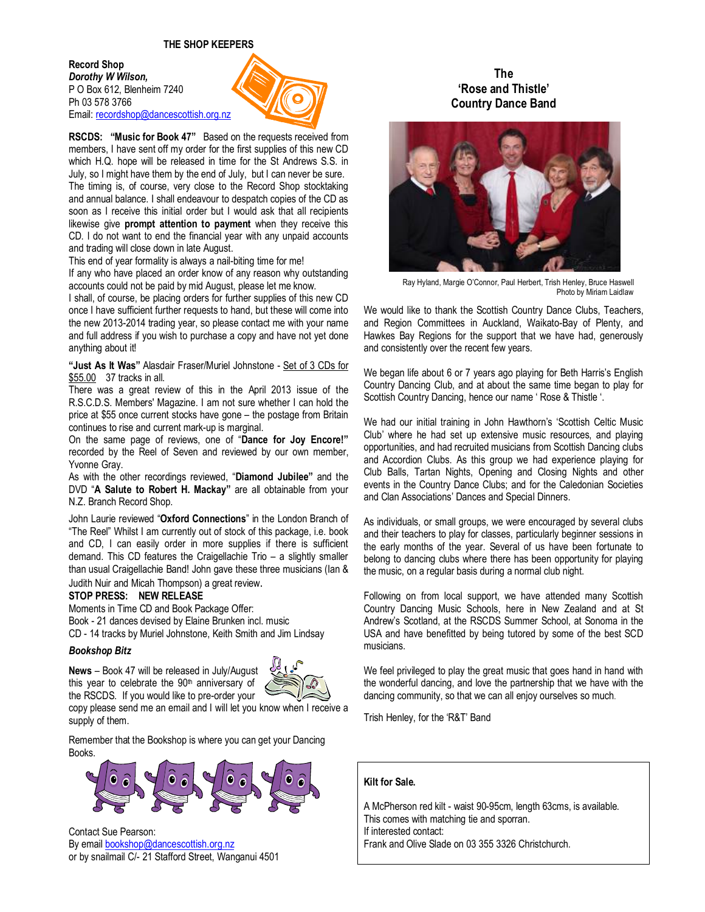## THE SHOP KEEPERS

**Record Shop**
***Dorothy W Wilson,***
P O Box 612, Blenheim 7240
Ph 03 578 3766
Email: recordshop@dancescottish.org.nz

**RSCDS: "Music for Book 47"** Based on the requests received from members, I have sent off my order for the first supplies of this new CD which H.Q. hope will be released in time for the St Andrews S.S. in July, so I might have them by the end of July, but I can never be sure. The timing is, of course, very close to the Record Shop stocktaking and annual balance. I shall endeavour to despatch copies of the CD as soon as I receive this initial order but I would ask that all recipients likewise give **prompt attention to payment** when they receive this CD. I do not want to end the financial year with any unpaid accounts and trading will close down in late August.

This end of year formality is always a nail-biting time for me!

If any who have placed an order know of any reason why outstanding accounts could not be paid by mid August, please let me know.

I shall, of course, be placing orders for further supplies of this new CD once I have sufficient further requests to hand, but these will come into the new 2013-2014 trading year, so please contact me with your name and full address if you wish to purchase a copy and have not yet done anything about it!

**"Just As It Was"** Alasdair Fraser/Muriel Johnstone - Set of 3 CDs for $55.00 37 tracks in all.

There was a great review of this in the April 2013 issue of the R.S.C.D.S. Members' Magazine. I am not sure whether I can hold the price at $55 once current stocks have gone – the postage from Britain continues to rise and current mark-up is marginal.

On the same page of reviews, one of "**Dance for Joy Encore!"** recorded by the Reel of Seven and reviewed by our own member, Yvonne Gray.

As with the other recordings reviewed, "**Diamond Jubilee"** and the DVD "**A Salute to Robert H. Mackay"** are all obtainable from your N.Z. Branch Record Shop.

John Laurie reviewed "**Oxford Connections**" in the London Branch of "The Reel" Whilst I am currently out of stock of this package, i.e. book and CD, I can easily order in more supplies if there is sufficient demand. This CD features the Craigellachie Trio – a slightly smaller than usual Craigellachie Band! John gave these three musicians (Ian & Judith Nuir and Micah Thompson) a great review.

**STOP PRESS: NEW RELEASE**

Moments in Time CD and Book Package Offer:
Book - 21 dances devised by Elaine Brunken incl. music
CD - 14 tracks by Muriel Johnstone, Keith Smith and Jim Lindsay

### *Bookshop Bitz*

**News** – Book 47 will be released in July/August this year to celebrate the 90th anniversary of the RSCDS. If you would like to pre-order your copy please send me an email and I will let you know when I receive a supply of them.

Remember that the Bookshop is where you can get your Dancing Books.

Contact Sue Pearson:
By email bookshop@dancescottish.org.nz
or by snailmail C/- 21 Stafford Street, Wanganui 4501

## The 'Rose and Thistle' Country Dance Band

Ray Hyland, Margie O'Connor, Paul Herbert, Trish Henley, Bruce Haswell
Photo by Miriam Laidlaw

We would like to thank the Scottish Country Dance Clubs, Teachers, and Region Committees in Auckland, Waikato-Bay of Plenty, and Hawkes Bay Regions for the support that we have had, generously and consistently over the recent few years.

We began life about 6 or 7 years ago playing for Beth Harris's English Country Dancing Club, and at about the same time began to play for Scottish Country Dancing, hence our name ' Rose & Thistle '.

We had our initial training in John Hawthorn's 'Scottish Celtic Music Club' where he had set up extensive music resources, and playing opportunities, and had recruited musicians from Scottish Dancing clubs and Accordion Clubs. As this group we had experience playing for Club Balls, Tartan Nights, Opening and Closing Nights and other events in the Country Dance Clubs; and for the Caledonian Societies and Clan Associations' Dances and Special Dinners.

As individuals, or small groups, we were encouraged by several clubs and their teachers to play for classes, particularly beginner sessions in the early months of the year. Several of us have been fortunate to belong to dancing clubs where there has been opportunity for playing the music, on a regular basis during a normal club night.

Following on from local support, we have attended many Scottish Country Dancing Music Schools, here in New Zealand and at St Andrew's Scotland, at the RSCDS Summer School, at Sonoma in the USA and have benefitted by being tutored by some of the best SCD musicians.

We feel privileged to play the great music that goes hand in hand with the wonderful dancing, and love the partnership that we have with the dancing community, so that we can all enjoy ourselves so much.

Trish Henley, for the 'R&T' Band

**Kilt for Sale.**

A McPherson red kilt - waist 90-95cm, length 63cms, is available.
This comes with matching tie and sporran.
If interested contact:
Frank and Olive Slade on 03 355 3326 Christchurch.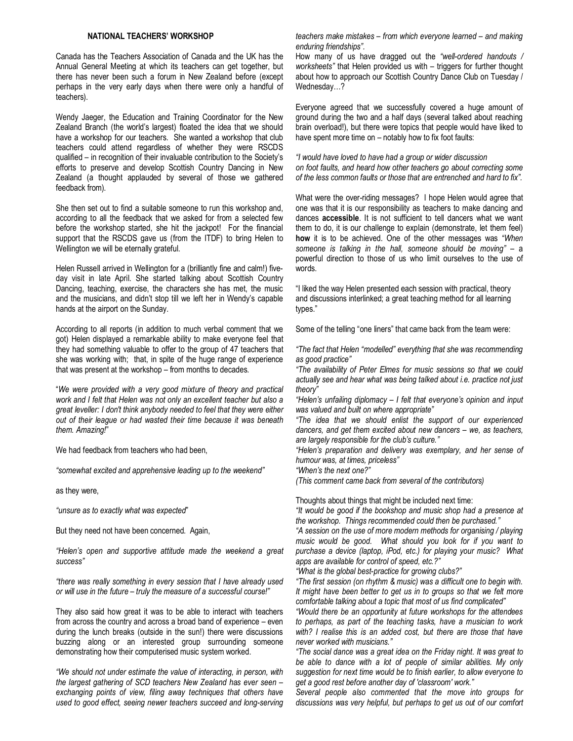## NATIONAL TEACHERS' WORKSHOP

Canada has the Teachers Association of Canada and the UK has the Annual General Meeting at which its teachers can get together, but there has never been such a forum in New Zealand before (except perhaps in the very early days when there were only a handful of teachers).

Wendy Jaeger, the Education and Training Coordinator for the New Zealand Branch (the world's largest) floated the idea that we should have a workshop for our teachers. She wanted a workshop that club teachers could attend regardless of whether they were RSCDS qualified – in recognition of their invaluable contribution to the Society's efforts to preserve and develop Scottish Country Dancing in New Zealand (a thought applauded by several of those we gathered feedback from).

She then set out to find a suitable someone to run this workshop and, according to all the feedback that we asked for from a selected few before the workshop started, she hit the jackpot! For the financial support that the RSCDS gave us (from the ITDF) to bring Helen to Wellington we will be eternally grateful.

Helen Russell arrived in Wellington for a (brilliantly fine and calm!) five-day visit in late April. She started talking about Scottish Country Dancing, teaching, exercise, the characters she has met, the music and the musicians, and didn't stop till we left her in Wendy's capable hands at the airport on the Sunday.

According to all reports (in addition to much verbal comment that we got) Helen displayed a remarkable ability to make everyone feel that they had something valuable to offer to the group of 47 teachers that she was working with; that, in spite of the huge range of experience that was present at the workshop – from months to decades.

"*We were provided with a very good mixture of theory and practical work and I felt that Helen was not only an excellent teacher but also a great leveller: I don't think anybody needed to feel that they were either out of their league or had wasted their time because it was beneath them. Amazing!*"

We had feedback from teachers who had been,

*"somewhat excited and apprehensive leading up to the weekend"*

as they were,

*"unsure as to exactly what was expected*"

But they need not have been concerned. Again,

*"Helen's open and supportive attitude made the weekend a great success"*

*"there was really something in every session that I have already used or will use in the future – truly the measure of a successful course!"*

They also said how great it was to be able to interact with teachers from across the country and across a broad band of experience – even during the lunch breaks (outside in the sun!) there were discussions buzzing along or an interested group surrounding someone demonstrating how their computerised music system worked.

*"We should not under estimate the value of interacting, in person, with the largest gathering of SCD teachers New Zealand has ever seen – exchanging points of view, filing away techniques that others have used to good effect, seeing newer teachers succeed and long-serving teachers make mistakes – from which everyone learned – and making enduring friendships".*

How many of us have dragged out the *"well-ordered handouts / worksheets"* that Helen provided us with – triggers for further thought about how to approach our Scottish Country Dance Club on Tuesday / Wednesday…?

Everyone agreed that we successfully covered a huge amount of ground during the two and a half days (several talked about reaching brain overload!), but there were topics that people would have liked to have spent more time on – notably how to fix foot faults:

*"I would have loved to have had a group or wider discussion on foot faults, and heard how other teachers go about correcting some of the less common faults or those that are entrenched and hard to fix".*

What were the over-riding messages? I hope Helen would agree that one was that it is our responsibility as teachers to make dancing and dances **accessible**. It is not sufficient to tell dancers what we want them to do, it is our challenge to explain (demonstrate, let them feel) **how** it is to be achieved. One of the other messages was *"When someone is talking in the hall, someone should be moving"* – a powerful direction to those of us who limit ourselves to the use of words.

"I liked the way Helen presented each session with practical, theory and discussions interlinked; a great teaching method for all learning types."

Some of the telling "one liners" that came back from the team were:

*"The fact that Helen "modelled" everything that she was recommending as good practice"*
*"The availability of Peter Elmes for music sessions so that we could actually see and hear what was being talked about i.e. practice not just theory"*
*"Helen's unfailing diplomacy – I felt that everyone's opinion and input was valued and built on where appropriate"*
*"The idea that we should enlist the support of our experienced dancers, and get them excited about new dancers – we, as teachers, are largely responsible for the club's culture."*
*"Helen's preparation and delivery was exemplary, and her sense of humour was, at times, priceless"*
*"When's the next one?"*
*(This comment came back from several of the contributors)*

Thoughts about things that might be included next time:
*"It would be good if the bookshop and music shop had a presence at the workshop. Things recommended could then be purchased."*
*"A session on the use of more modern methods for organising / playing music would be good. What should you look for if you want to purchase a device (laptop, iPod, etc.) for playing your music? What apps are available for control of speed, etc.?"*
*"What is the global best-practice for growing clubs?"*
*"The first session (on rhythm & music) was a difficult one to begin with. It might have been better to get us in to groups so that we felt more comfortable talking about a topic that most of us find complicated"*
*"Would there be an opportunity at future workshops for the attendees to perhaps, as part of the teaching tasks, have a musician to work with? I realise this is an added cost, but there are those that have never worked with musicians."*
*"The social dance was a great idea on the Friday night. It was great to be able to dance with a lot of people of similar abilities. My only suggestion for next time would be to finish earlier, to allow everyone to get a good rest before another day of 'classroom' work."*
*Several people also commented that the move into groups for discussions was very helpful, but perhaps to get us out of our comfort*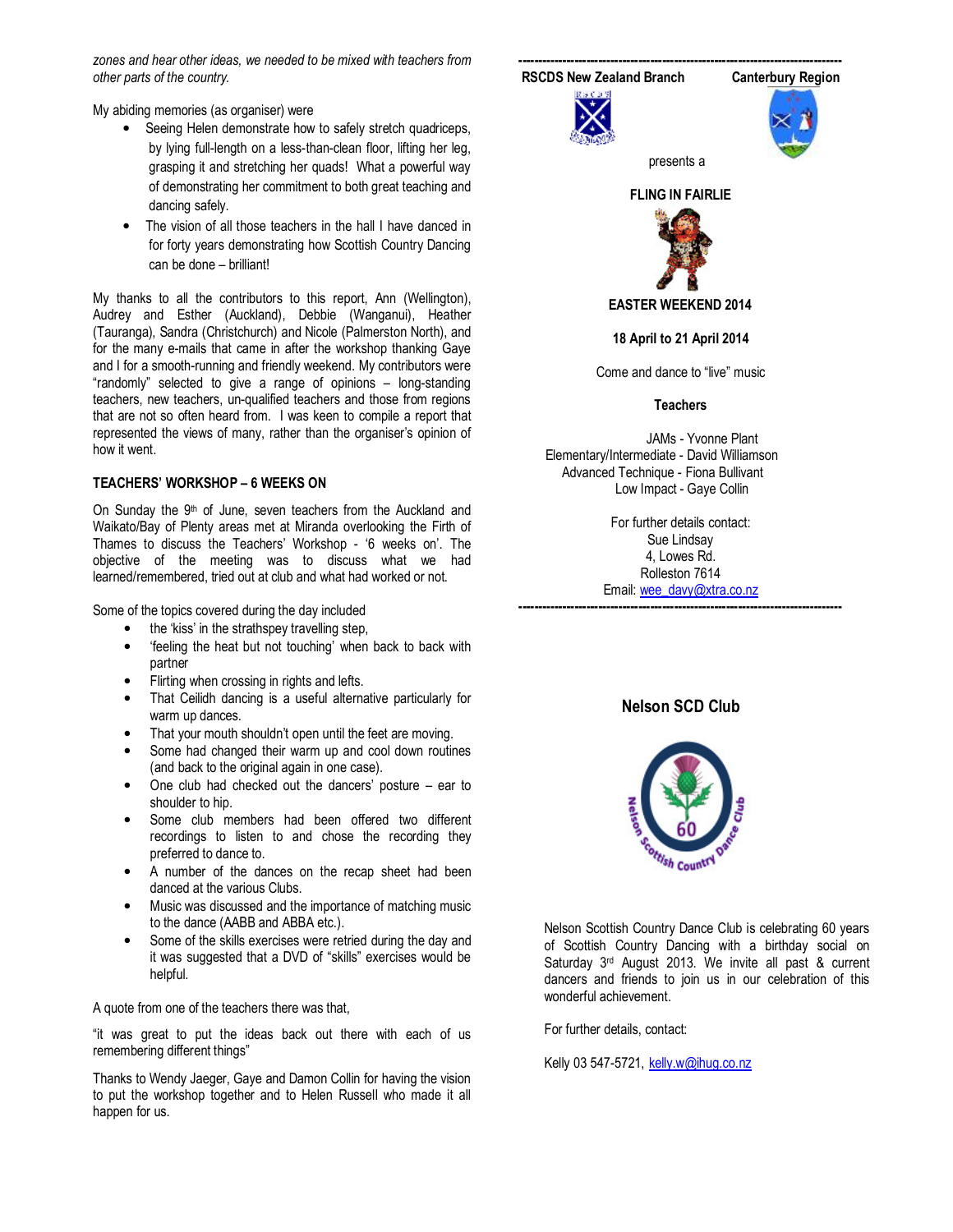*zones and hear other ideas, we needed to be mixed with teachers from other parts of the country.*

My abiding memories (as organiser) were

- Seeing Helen demonstrate how to safely stretch quadriceps, by lying full-length on a less-than-clean floor, lifting her leg, grasping it and stretching her quads! What a powerful way of demonstrating her commitment to both great teaching and dancing safely.
- The vision of all those teachers in the hall I have danced in for forty years demonstrating how Scottish Country Dancing can be done – brilliant!

My thanks to all the contributors to this report, Ann (Wellington), Audrey and Esther (Auckland), Debbie (Wanganui), Heather (Tauranga), Sandra (Christchurch) and Nicole (Palmerston North), and for the many e-mails that came in after the workshop thanking Gaye and I for a smooth-running and friendly weekend. My contributors were "randomly" selected to give a range of opinions – long-standing teachers, new teachers, un-qualified teachers and those from regions that are not so often heard from. I was keen to compile a report that represented the views of many, rather than the organiser's opinion of how it went.

### TEACHERS' WORKSHOP – 6 WEEKS ON

On Sunday the 9th of June, seven teachers from the Auckland and Waikato/Bay of Plenty areas met at Miranda overlooking the Firth of Thames to discuss the Teachers' Workshop - '6 weeks on'. The objective of the meeting was to discuss what we had learned/remembered, tried out at club and what had worked or not.

Some of the topics covered during the day included

- the 'kiss' in the strathspey travelling step,
- 'feeling the heat but not touching' when back to back with partner
- Flirting when crossing in rights and lefts.
- That Ceilidh dancing is a useful alternative particularly for warm up dances.
- That your mouth shouldn't open until the feet are moving.
- Some had changed their warm up and cool down routines (and back to the original again in one case).
- One club had checked out the dancers' posture – ear to shoulder to hip.
- Some club members had been offered two different recordings to listen to and chose the recording they preferred to dance to.
- A number of the dances on the recap sheet had been danced at the various Clubs.
- Music was discussed and the importance of matching music to the dance (AABB and ABBA etc.).
- Some of the skills exercises were retried during the day and it was suggested that a DVD of "skills" exercises would be helpful.

A quote from one of the teachers there was that,

"it was great to put the ideas back out there with each of us remembering different things"

Thanks to Wendy Jaeger, Gaye and Damon Collin for having the vision to put the workshop together and to Helen Russell who made it all happen for us.

---

**RSCDS New Zealand Branch** **Canterbury Region**

presents a

**FLING IN FAIRLIE**

**EASTER WEEKEND 2014**

**18 April to 21 April 2014**

Come and dance to "live" music

**Teachers**

JAMs - Yvonne Plant
Elementary/Intermediate - David Williamson
Advanced Technique - Fiona Bullivant
Low Impact - Gaye Collin

For further details contact:
Sue Lindsay
4, Lowes Rd.
Rolleston 7614
Email: wee_davy@xtra.co.nz

---

## Nelson SCD Club

Nelson Scottish Country Dance Club
60

Nelson Scottish Country Dance Club is celebrating 60 years of Scottish Country Dancing with a birthday social on Saturday 3rd August 2013. We invite all past & current dancers and friends to join us in our celebration of this wonderful achievement.

For further details, contact:

Kelly 03 547-5721, kelly.w@ihug.co.nz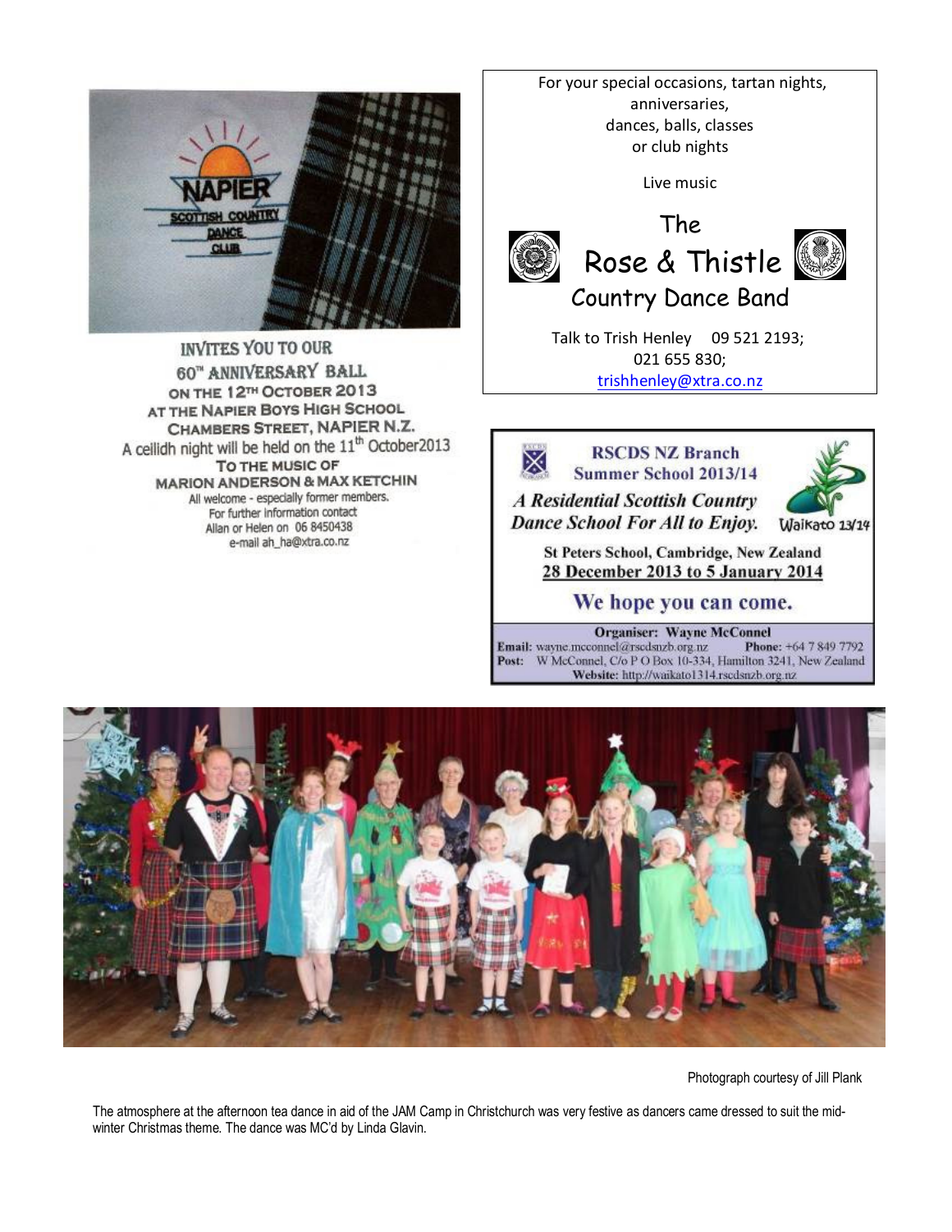INVITES YOU TO OUR

60TH ANNIVERSARY BALL

ON THE 12TH OCTOBER 2013

AT THE NAPIER BOYS HIGH SCHOOL

CHAMBERS STREET, NAPIER N.Z.

A ceilidh night will be held on the 11th October2013

TO THE MUSIC OF

MARION ANDERSON & MAX KETCHIN

All welcome - especially former members.

For further information contact

Allan or Helen on 06 8450438

e-mail ah_ha@xtra.co.nz

For your special occasions, tartan nights,
anniversaries,
dances, balls, classes
or club nights

Live music

## The Rose & Thistle Country Dance Band

Talk to Trish Henley 09 521 2193;
021 655 830;
trishhenley@xtra.co.nz

## RSCDS NZ Branch Summer School 2013/14

***A Residential Scottish Country Dance School For All to Enjoy.***

Waikato 13/14

St Peters School, Cambridge, New Zealand

28 December 2013 to 5 January 2014

**We hope you can come.**

**Organiser: Wayne McConnel**

**Email:** wayne.mcconnel@rscdsnzb.org.nz **Phone:** +64 7 849 7792

**Post:** W McConnel, C/o P O Box 10-334, Hamilton 3241, New Zealand

**Website:** http://waikato1314.rscdsnzb.org.nz

Photograph courtesy of Jill Plank

The atmosphere at the afternoon tea dance in aid of the JAM Camp in Christchurch was very festive as dancers came dressed to suit the mid-winter Christmas theme. The dance was MC'd by Linda Glavin.